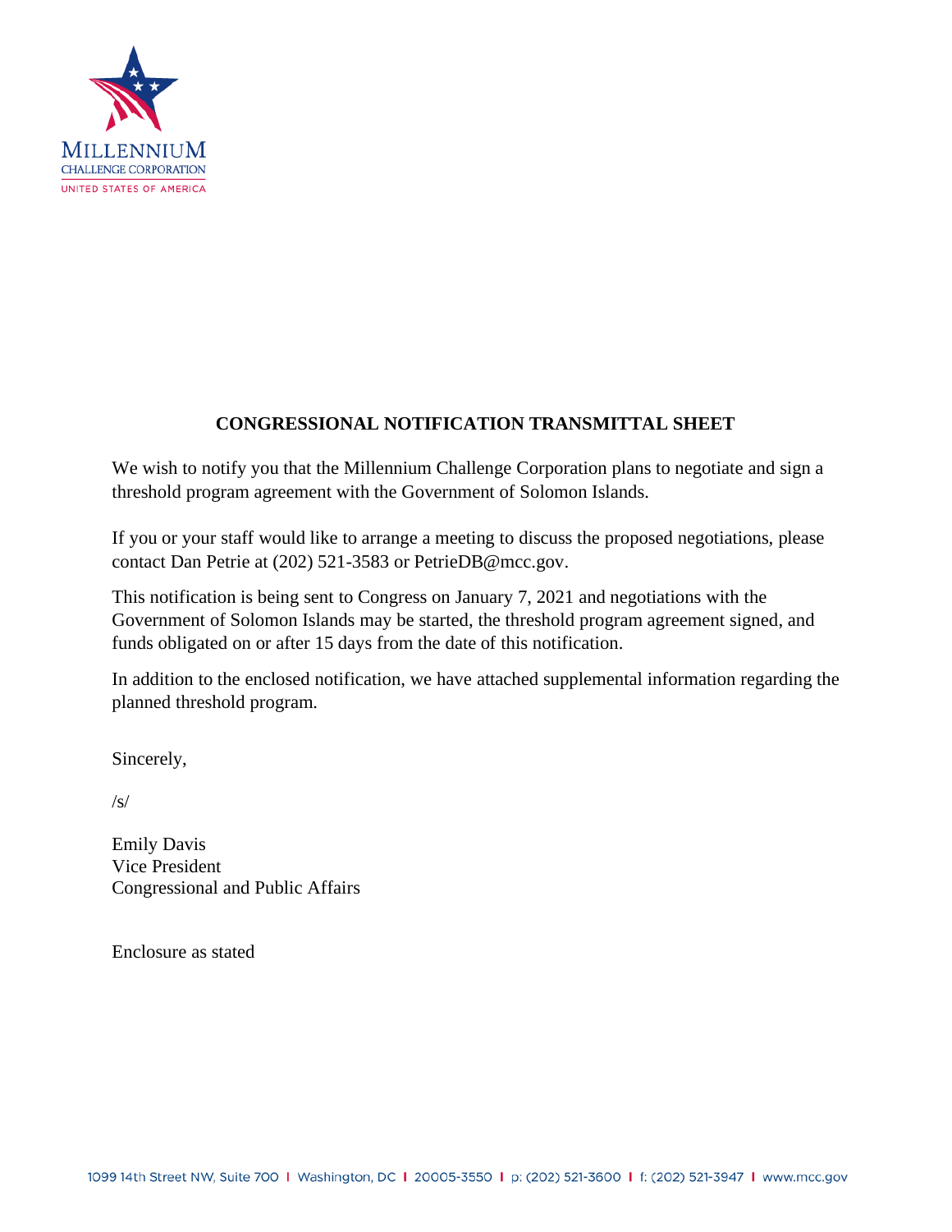# CONGRESSIONAL NOTIFICATION TRANSMITTAL SHEET

We wish to notify you that the Millennium Challenge Corporation plans to negotiate and sign a threshold program agreement with the Government of Solomon Islands.

If you or your staff would like to arrange a meeting to discuss the proposed negotiations, please contact Dan Petrie at (202) 521-3583 or PetrieDB@mcc.gov.

This notification is being sent to Congress on January 7, 2021 and negotiations with the Government of Solomon Islands may be started, the threshold program agreement signed, and funds obligated on or after 15 days from the date of this notification.

In addition to the enclosed notification, we have attached supplemental information regarding the planned threshold program.

Sincerely,

/s/

Emily Davis
Vice President
Congressional and Public Affairs

Enclosure as stated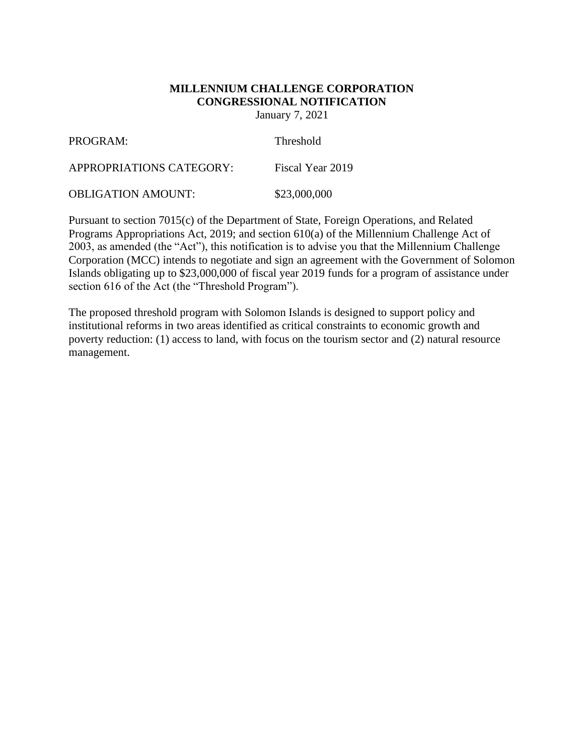**MILLENNIUM CHALLENGE CORPORATION**
**CONGRESSIONAL NOTIFICATION**
January 7, 2021

| | |
|---|---|
| PROGRAM: | Threshold |
| APPROPRIATIONS CATEGORY: | Fiscal Year 2019 |
| OBLIGATION AMOUNT: | $23,000,000 |

Pursuant to section 7015(c) of the Department of State, Foreign Operations, and Related Programs Appropriations Act, 2019; and section 610(a) of the Millennium Challenge Act of 2003, as amended (the "Act"), this notification is to advise you that the Millennium Challenge Corporation (MCC) intends to negotiate and sign an agreement with the Government of Solomon Islands obligating up to $23,000,000 of fiscal year 2019 funds for a program of assistance under section 616 of the Act (the "Threshold Program").

The proposed threshold program with Solomon Islands is designed to support policy and institutional reforms in two areas identified as critical constraints to economic growth and poverty reduction: (1) access to land, with focus on the tourism sector and (2) natural resource management.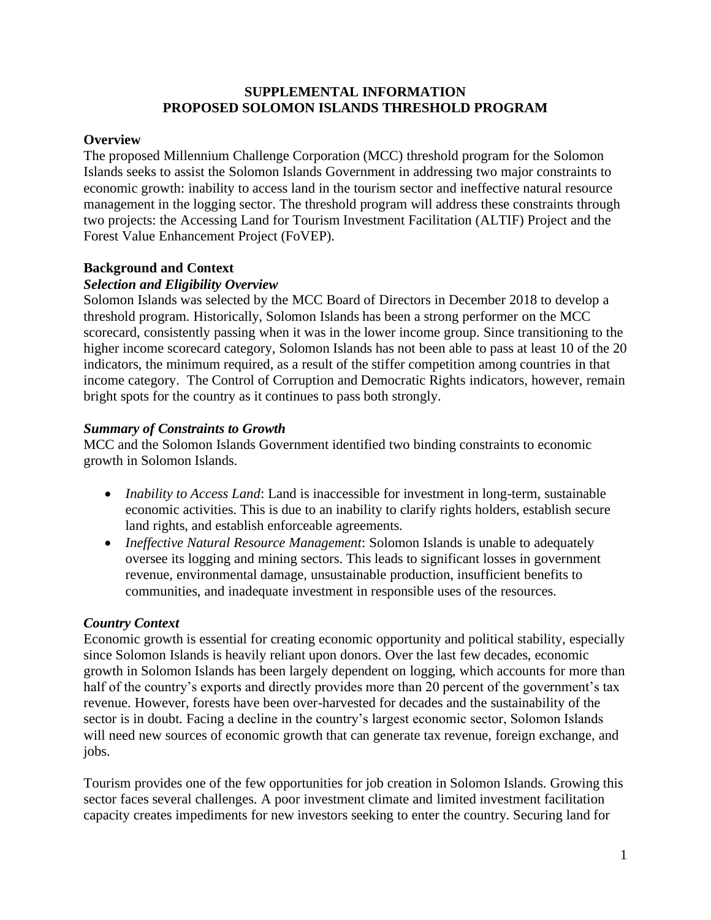**SUPPLEMENTAL INFORMATION**
**PROPOSED SOLOMON ISLANDS THRESHOLD PROGRAM**

## Overview

The proposed Millennium Challenge Corporation (MCC) threshold program for the Solomon Islands seeks to assist the Solomon Islands Government in addressing two major constraints to economic growth: inability to access land in the tourism sector and ineffective natural resource management in the logging sector. The threshold program will address these constraints through two projects: the Accessing Land for Tourism Investment Facilitation (ALTIF) Project and the Forest Value Enhancement Project (FoVEP).

## Background and Context

### *Selection and Eligibility Overview*

Solomon Islands was selected by the MCC Board of Directors in December 2018 to develop a threshold program. Historically, Solomon Islands has been a strong performer on the MCC scorecard, consistently passing when it was in the lower income group. Since transitioning to the higher income scorecard category, Solomon Islands has not been able to pass at least 10 of the 20 indicators, the minimum required, as a result of the stiffer competition among countries in that income category. The Control of Corruption and Democratic Rights indicators, however, remain bright spots for the country as it continues to pass both strongly.

### *Summary of Constraints to Growth*

MCC and the Solomon Islands Government identified two binding constraints to economic growth in Solomon Islands.

- *Inability to Access Land*: Land is inaccessible for investment in long-term, sustainable economic activities. This is due to an inability to clarify rights holders, establish secure land rights, and establish enforceable agreements.
- *Ineffective Natural Resource Management*: Solomon Islands is unable to adequately oversee its logging and mining sectors. This leads to significant losses in government revenue, environmental damage, unsustainable production, insufficient benefits to communities, and inadequate investment in responsible uses of the resources.

### *Country Context*

Economic growth is essential for creating economic opportunity and political stability, especially since Solomon Islands is heavily reliant upon donors. Over the last few decades, economic growth in Solomon Islands has been largely dependent on logging, which accounts for more than half of the country's exports and directly provides more than 20 percent of the government's tax revenue. However, forests have been over-harvested for decades and the sustainability of the sector is in doubt. Facing a decline in the country's largest economic sector, Solomon Islands will need new sources of economic growth that can generate tax revenue, foreign exchange, and jobs.

Tourism provides one of the few opportunities for job creation in Solomon Islands. Growing this sector faces several challenges. A poor investment climate and limited investment facilitation capacity creates impediments for new investors seeking to enter the country. Securing land for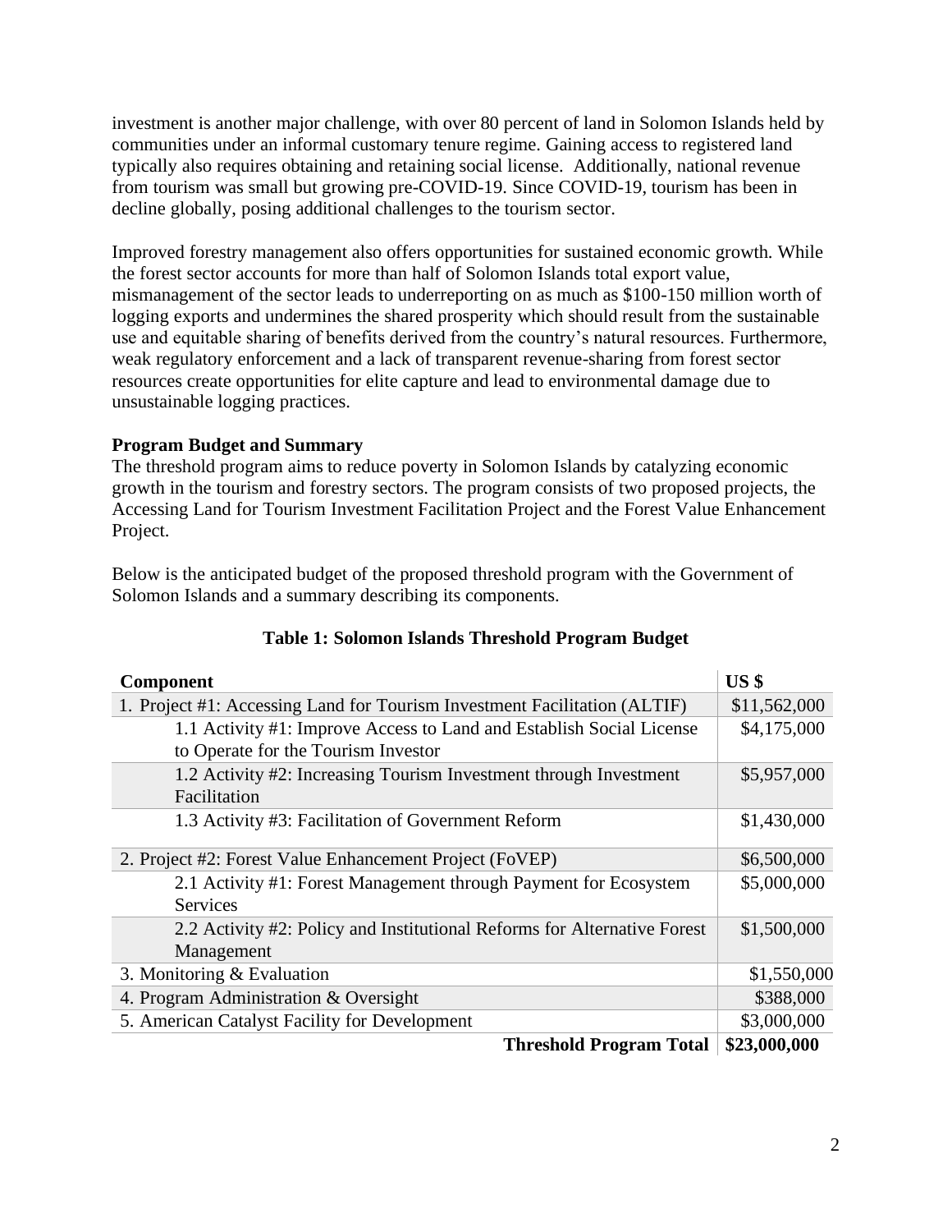investment is another major challenge, with over 80 percent of land in Solomon Islands held by communities under an informal customary tenure regime. Gaining access to registered land typically also requires obtaining and retaining social license.  Additionally, national revenue from tourism was small but growing pre-COVID-19. Since COVID-19, tourism has been in decline globally, posing additional challenges to the tourism sector.

Improved forestry management also offers opportunities for sustained economic growth. While the forest sector accounts for more than half of Solomon Islands total export value, mismanagement of the sector leads to underreporting on as much as $100-150 million worth of logging exports and undermines the shared prosperity which should result from the sustainable use and equitable sharing of benefits derived from the country's natural resources. Furthermore, weak regulatory enforcement and a lack of transparent revenue-sharing from forest sector resources create opportunities for elite capture and lead to environmental damage due to unsustainable logging practices.

**Program Budget and Summary**

The threshold program aims to reduce poverty in Solomon Islands by catalyzing economic growth in the tourism and forestry sectors. The program consists of two proposed projects, the Accessing Land for Tourism Investment Facilitation Project and the Forest Value Enhancement Project.

Below is the anticipated budget of the proposed threshold program with the Government of Solomon Islands and a summary describing its components.

**Table 1: Solomon Islands Threshold Program Budget**

| Component | US $ |
|---|---|
| 1. Project #1: Accessing Land for Tourism Investment Facilitation (ALTIF) | $11,562,000 |
| 1.1 Activity #1: Improve Access to Land and Establish Social License to Operate for the Tourism Investor | $4,175,000 |
| 1.2 Activity #2: Increasing Tourism Investment through Investment Facilitation | $5,957,000 |
| 1.3 Activity #3: Facilitation of Government Reform | $1,430,000 |
| 2. Project #2: Forest Value Enhancement Project (FoVEP) | $6,500,000 |
| 2.1 Activity #1: Forest Management through Payment for Ecosystem Services | $5,000,000 |
| 2.2 Activity #2: Policy and Institutional Reforms for Alternative Forest Management | $1,500,000 |
| 3. Monitoring & Evaluation | $1,550,000 |
| 4. Program Administration & Oversight | $388,000 |
| 5. American Catalyst Facility for Development | $3,000,000 |
| **Threshold Program Total** | **$23,000,000** |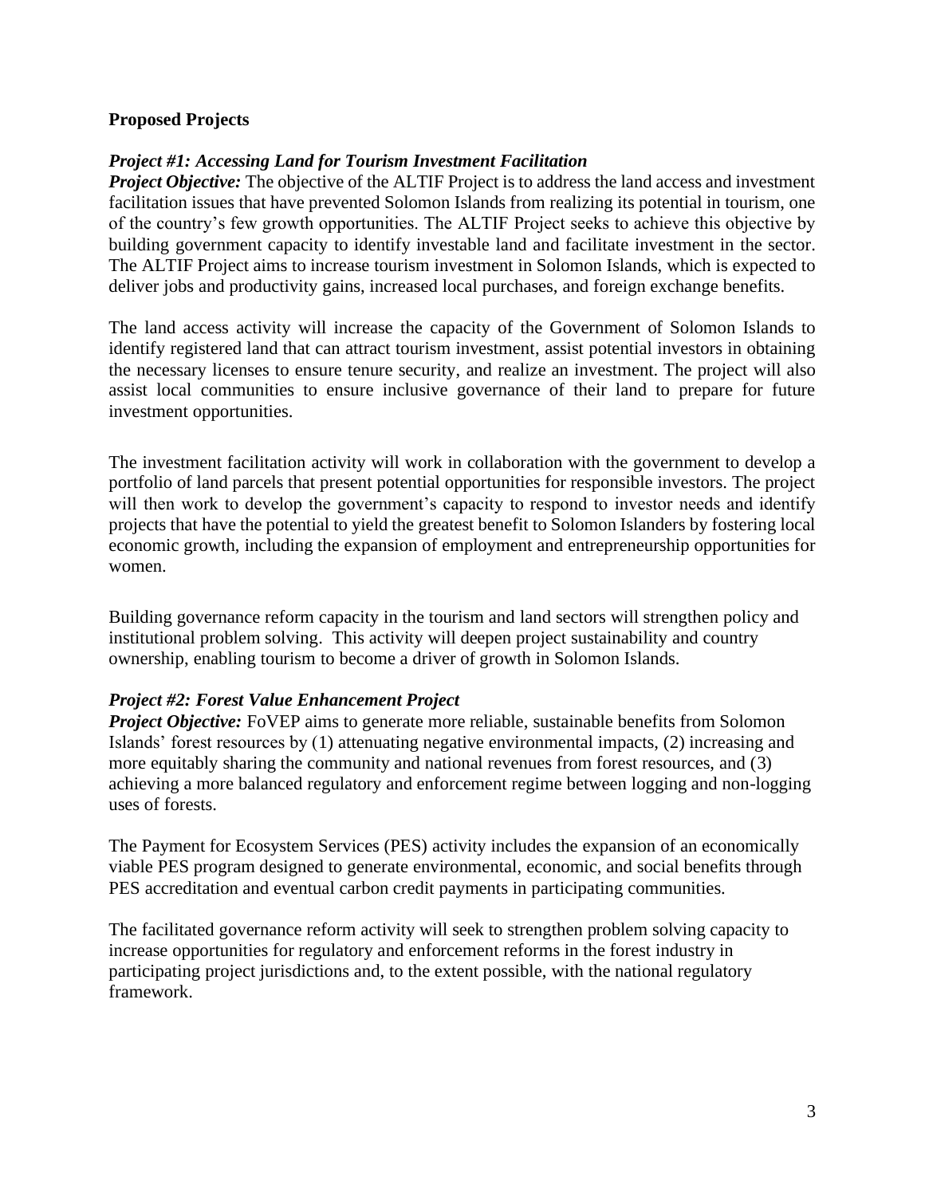**Proposed Projects**

***Project #1: Accessing Land for Tourism Investment Facilitation***

***Project Objective:*** The objective of the ALTIF Project is to address the land access and investment facilitation issues that have prevented Solomon Islands from realizing its potential in tourism, one of the country's few growth opportunities. The ALTIF Project seeks to achieve this objective by building government capacity to identify investable land and facilitate investment in the sector. The ALTIF Project aims to increase tourism investment in Solomon Islands, which is expected to deliver jobs and productivity gains, increased local purchases, and foreign exchange benefits.

The land access activity will increase the capacity of the Government of Solomon Islands to identify registered land that can attract tourism investment, assist potential investors in obtaining the necessary licenses to ensure tenure security, and realize an investment. The project will also assist local communities to ensure inclusive governance of their land to prepare for future investment opportunities.

The investment facilitation activity will work in collaboration with the government to develop a portfolio of land parcels that present potential opportunities for responsible investors. The project will then work to develop the government's capacity to respond to investor needs and identify projects that have the potential to yield the greatest benefit to Solomon Islanders by fostering local economic growth, including the expansion of employment and entrepreneurship opportunities for women.

Building governance reform capacity in the tourism and land sectors will strengthen policy and institutional problem solving. This activity will deepen project sustainability and country ownership, enabling tourism to become a driver of growth in Solomon Islands.

***Project #2: Forest Value Enhancement Project***

***Project Objective:*** FoVEP aims to generate more reliable, sustainable benefits from Solomon Islands' forest resources by (1) attenuating negative environmental impacts, (2) increasing and more equitably sharing the community and national revenues from forest resources, and (3) achieving a more balanced regulatory and enforcement regime between logging and non-logging uses of forests.

The Payment for Ecosystem Services (PES) activity includes the expansion of an economically viable PES program designed to generate environmental, economic, and social benefits through PES accreditation and eventual carbon credit payments in participating communities.

The facilitated governance reform activity will seek to strengthen problem solving capacity to increase opportunities for regulatory and enforcement reforms in the forest industry in participating project jurisdictions and, to the extent possible, with the national regulatory framework.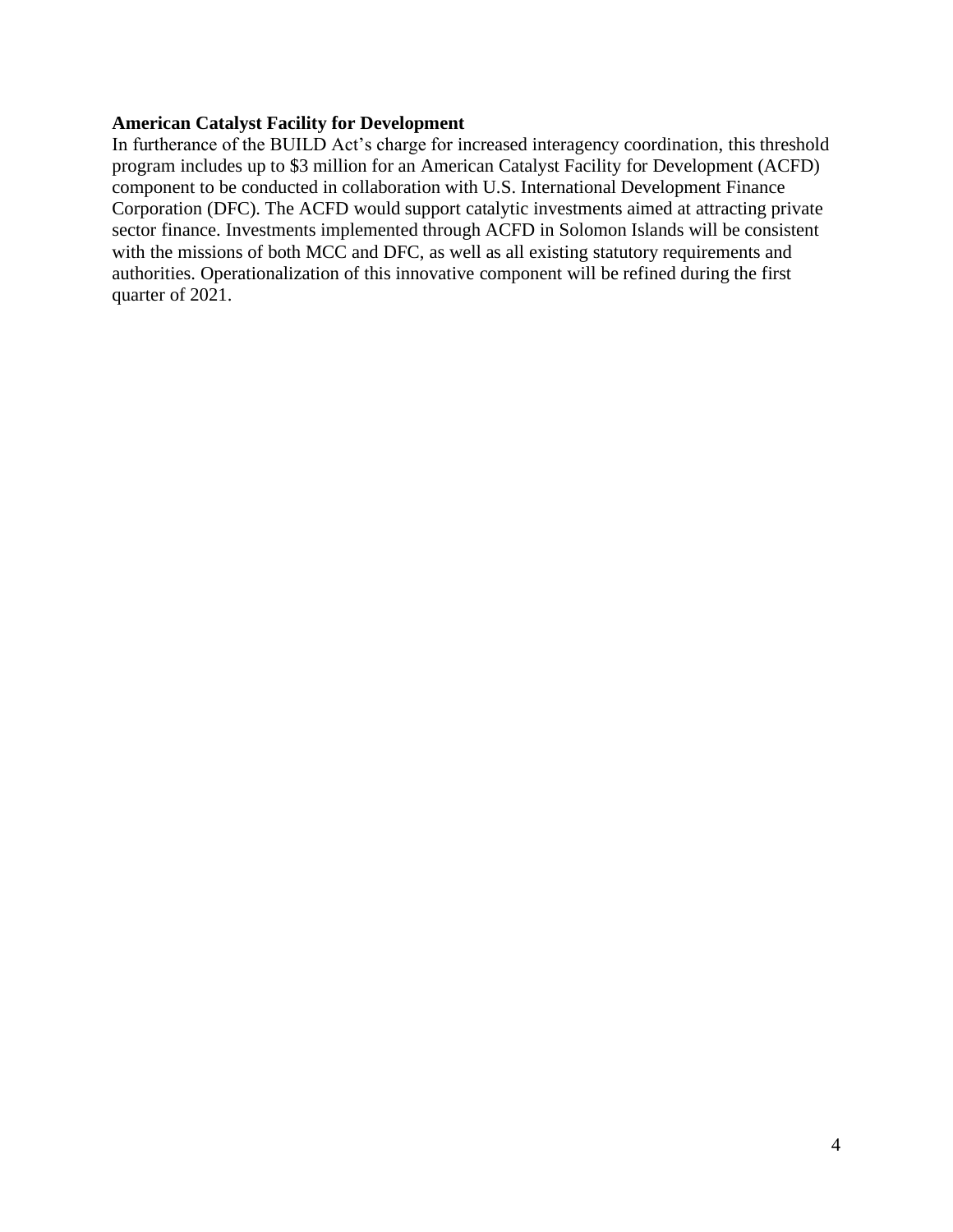**American Catalyst Facility for Development**

In furtherance of the BUILD Act's charge for increased interagency coordination, this threshold program includes up to $3 million for an American Catalyst Facility for Development (ACFD) component to be conducted in collaboration with U.S. International Development Finance Corporation (DFC). The ACFD would support catalytic investments aimed at attracting private sector finance. Investments implemented through ACFD in Solomon Islands will be consistent with the missions of both MCC and DFC, as well as all existing statutory requirements and authorities. Operationalization of this innovative component will be refined during the first quarter of 2021.